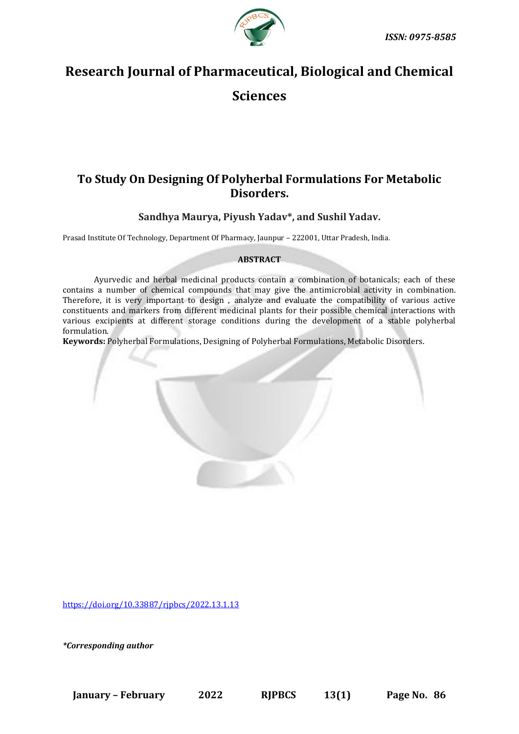*ISSN: 0975-8585*

# Research Journal of Pharmaceutical, Biological and Chemical Sciences

## To Study On Designing Of Polyherbal Formulations For Metabolic Disorders.

**Sandhya Maurya, Piyush Yadav\*, and Sushil Yadav.**

Prasad Institute Of Technology, Department Of Pharmacy, Jaunpur – 222001, Uttar Pradesh, India.

**ABSTRACT**

Ayurvedic and herbal medicinal products contain a combination of botanicals; each of these contains a number of chemical compounds that may give the antimicrobial activity in combination. Therefore, it is very important to design , analyze and evaluate the compatibility of various active constituents and markers from different medicinal plants for their possible chemical interactions with various excipients at different storage conditions during the development of a stable polyherbal formulation.

**Keywords:** Polyherbal Formulations, Designing of Polyherbal Formulations, Metabolic Disorders.

https://doi.org/10.33887/rjpbcs/2022.13.1.13

*\*Corresponding author*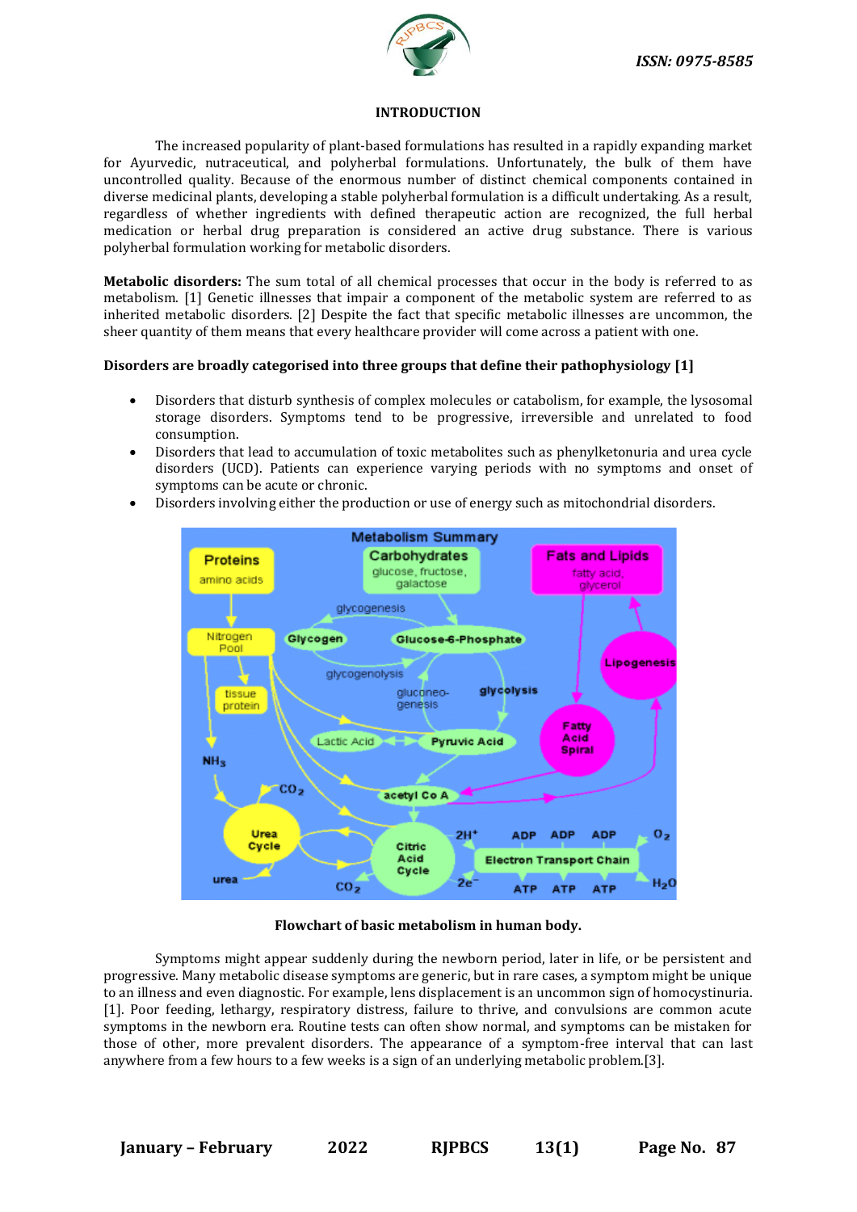## INTRODUCTION

The increased popularity of plant-based formulations has resulted in a rapidly expanding market for Ayurvedic, nutraceutical, and polyherbal formulations. Unfortunately, the bulk of them have uncontrolled quality. Because of the enormous number of distinct chemical components contained in diverse medicinal plants, developing a stable polyherbal formulation is a difficult undertaking. As a result, regardless of whether ingredients with defined therapeutic action are recognized, the full herbal medication or herbal drug preparation is considered an active drug substance. There is various polyherbal formulation working for metabolic disorders.

**Metabolic disorders:** The sum total of all chemical processes that occur in the body is referred to as metabolism. [1] Genetic illnesses that impair a component of the metabolic system are referred to as inherited metabolic disorders. [2] Despite the fact that specific metabolic illnesses are uncommon, the sheer quantity of them means that every healthcare provider will come across a patient with one.

**Disorders are broadly categorised into three groups that define their pathophysiology [1]**

- Disorders that disturb synthesis of complex molecules or catabolism, for example, the lysosomal storage disorders. Symptoms tend to be progressive, irreversible and unrelated to food consumption.
- Disorders that lead to accumulation of toxic metabolites such as phenylketonuria and urea cycle disorders (UCD). Patients can experience varying periods with no symptoms and onset of symptoms can be acute or chronic.
- Disorders involving either the production or use of energy such as mitochondrial disorders.

**Flowchart of basic metabolism in human body.**

Symptoms might appear suddenly during the newborn period, later in life, or be persistent and progressive. Many metabolic disease symptoms are generic, but in rare cases, a symptom might be unique to an illness and even diagnostic. For example, lens displacement is an uncommon sign of homocystinuria. [1]. Poor feeding, lethargy, respiratory distress, failure to thrive, and convulsions are common acute symptoms in the newborn era. Routine tests can often show normal, and symptoms can be mistaken for those of other, more prevalent disorders. The appearance of a symptom-free interval that can last anywhere from a few hours to a few weeks is a sign of an underlying metabolic problem.[3].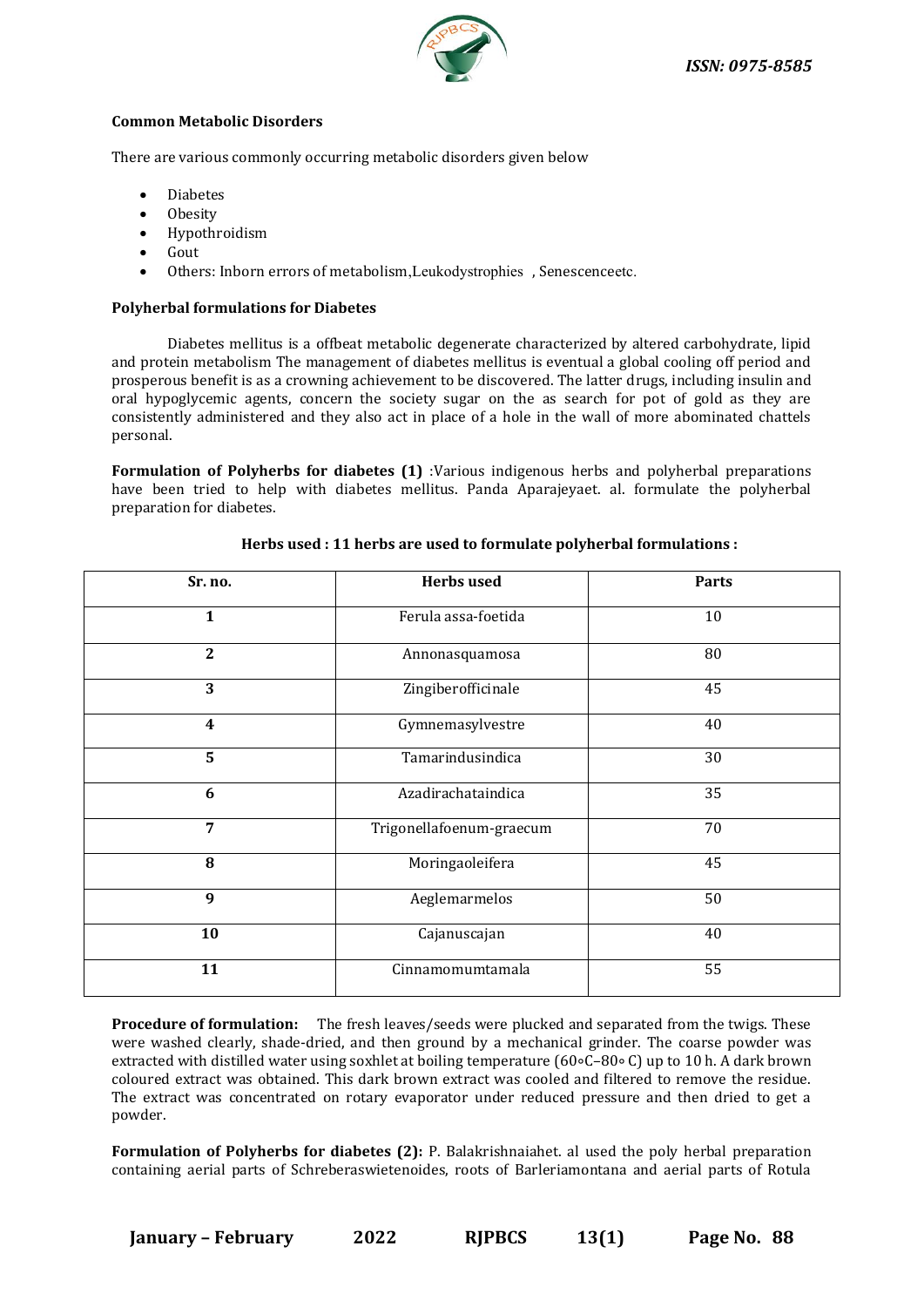**Common Metabolic Disorders**

There are various commonly occurring metabolic disorders given below

- Diabetes
- Obesity
- Hypothroidism
- Gout
- Others: Inborn errors of metabolism,Leukodystrophies , Senescenceetc.

**Polyherbal formulations for Diabetes**

Diabetes mellitus is a offbeat metabolic degenerate characterized by altered carbohydrate, lipid and protein metabolism The management of diabetes mellitus is eventual a global cooling off period and prosperous benefit is as a crowning achievement to be discovered. The latter drugs, including insulin and oral hypoglycemic agents, concern the society sugar on the as search for pot of gold as they are consistently administered and they also act in place of a hole in the wall of more abominated chattels personal.

**Formulation of Polyherbs for diabetes (1)** :Various indigenous herbs and polyherbal preparations have been tried to help with diabetes mellitus. Panda Aparajeyaet. al. formulate the polyherbal preparation for diabetes.

**Herbs used : 11 herbs are used to formulate polyherbal formulations :**

| Sr. no. | Herbs used | Parts |
|---|---|---|
| 1 | Ferula assa-foetida | 10 |
| 2 | Annonasquamosa | 80 |
| 3 | Zingiberofficinale | 45 |
| 4 | Gymnemasylvestre | 40 |
| 5 | Tamarindusindica | 30 |
| 6 | Azadirachataindica | 35 |
| 7 | Trigonellafoenum-graecum | 70 |
| 8 | Moringaoleifera | 45 |
| 9 | Aeglemarmelos | 50 |
| 10 | Cajanuscajan | 40 |
| 11 | Cinnamomumtamala | 55 |

**Procedure of formulation:** The fresh leaves/seeds were plucked and separated from the twigs. These were washed clearly, shade-dried, and then ground by a mechanical grinder. The coarse powder was extracted with distilled water using soxhlet at boiling temperature (60∘C–80∘ C) up to 10 h. A dark brown coloured extract was obtained. This dark brown extract was cooled and filtered to remove the residue. The extract was concentrated on rotary evaporator under reduced pressure and then dried to get a powder.

**Formulation of Polyherbs for diabetes (2):** P. Balakrishnaiahet. al used the poly herbal preparation containing aerial parts of Schreberaswietenoides, roots of Barleriamontana and aerial parts of Rotula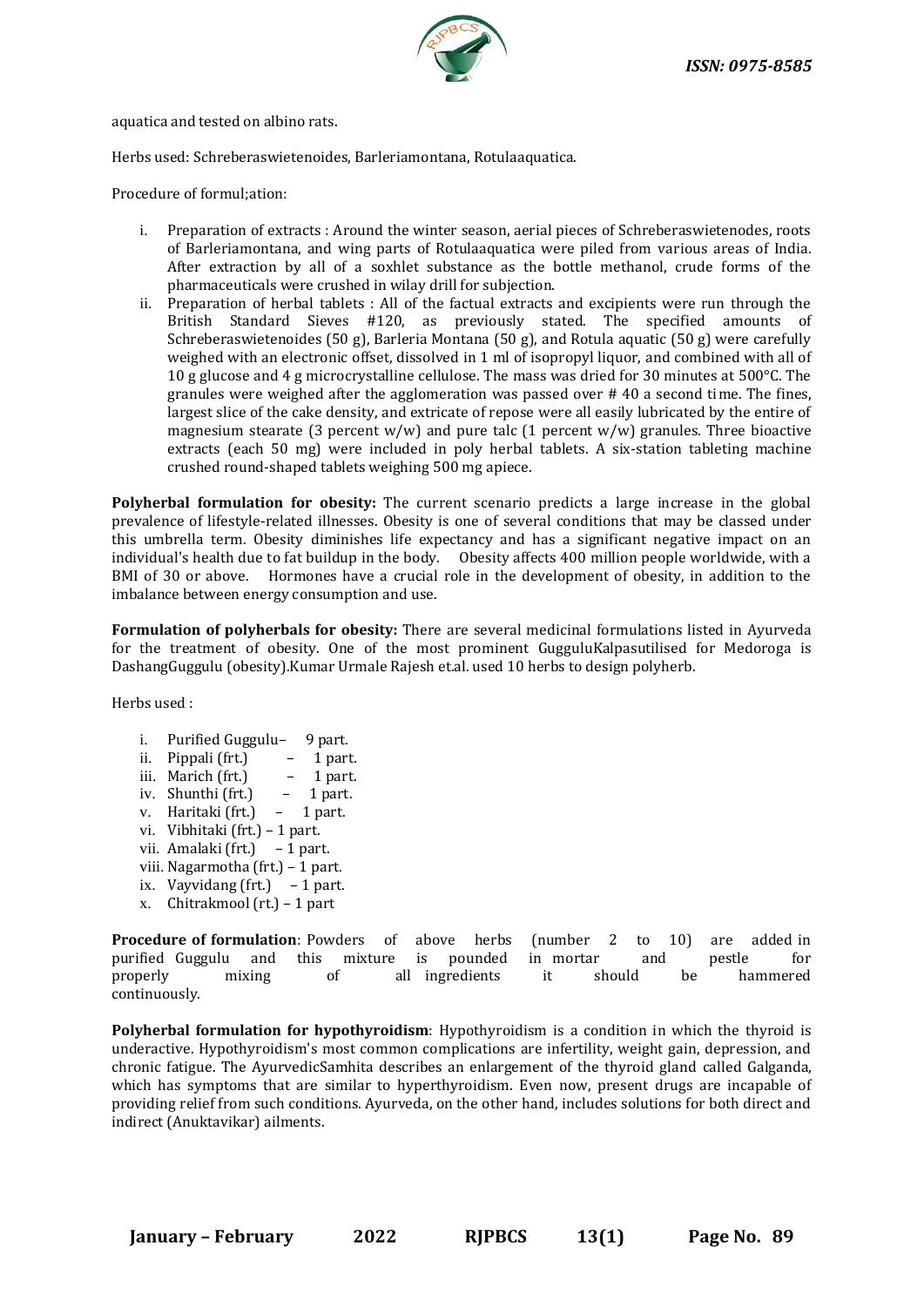aquatica and tested on albino rats.

Herbs used: Schreberaswietenoides, Barleriamontana, Rotulaaquatica.

Procedure of formul;ation:

i. Preparation of extracts : Around the winter season, aerial pieces of Schreberaswietenodes, roots of Barleriamontana, and wing parts of Rotulaaquatica were piled from various areas of India. After extraction by all of a soxhlet substance as the bottle methanol, crude forms of the pharmaceuticals were crushed in wilay drill for subjection.
ii. Preparation of herbal tablets : All of the factual extracts and excipients were run through the British Standard Sieves #120, as previously stated. The specified amounts of Schreberaswietenoides (50 g), Barleria Montana (50 g), and Rotula aquatic (50 g) were carefully weighed with an electronic offset, dissolved in 1 ml of isopropyl liquor, and combined with all of 10 g glucose and 4 g microcrystalline cellulose. The mass was dried for 30 minutes at 500°C. The granules were weighed after the agglomeration was passed over # 40 a second time. The fines, largest slice of the cake density, and extricate of repose were all easily lubricated by the entire of magnesium stearate (3 percent w/w) and pure talc (1 percent w/w) granules. Three bioactive extracts (each 50 mg) were included in poly herbal tablets. A six-station tableting machine crushed round-shaped tablets weighing 500 mg apiece.

**Polyherbal formulation for obesity:** The current scenario predicts a large increase in the global prevalence of lifestyle-related illnesses. Obesity is one of several conditions that may be classed under this umbrella term. Obesity diminishes life expectancy and has a significant negative impact on an individual's health due to fat buildup in the body. Obesity affects 400 million people worldwide, with a BMI of 30 or above. Hormones have a crucial role in the development of obesity, in addition to the imbalance between energy consumption and use.

**Formulation of polyherbals for obesity:** There are several medicinal formulations listed in Ayurveda for the treatment of obesity. One of the most prominent GugguluKalpasutilised for Medoroga is DashangGuggulu (obesity).Kumar Urmale Rajesh et.al. used 10 herbs to design polyherb.

Herbs used :

i. Purified Guggulu– 9 part.
ii. Pippali (frt.) – 1 part.
iii. Marich (frt.) – 1 part.
iv. Shunthi (frt.) – 1 part.
v. Haritaki (frt.) – 1 part.
vi. Vibhitaki (frt.) – 1 part.
vii. Amalaki (frt.) – 1 part.
viii. Nagarmotha (frt.) – 1 part.
ix. Vayvidang (frt.) – 1 part.
x. Chitrakmool (rt.) – 1 part

**Procedure of formulation**: Powders of above herbs (number 2 to 10) are added in purified Guggulu and this mixture is pounded in mortar and pestle for properly mixing of all ingredients it should be hammered continuously.

**Polyherbal formulation for hypothyroidism**: Hypothyroidism is a condition in which the thyroid is underactive. Hypothyroidism's most common complications are infertility, weight gain, depression, and chronic fatigue. The AyurvedicSamhita describes an enlargement of the thyroid gland called Galganda, which has symptoms that are similar to hyperthyroidism. Even now, present drugs are incapable of providing relief from such conditions. Ayurveda, on the other hand, includes solutions for both direct and indirect (Anuktavikar) ailments.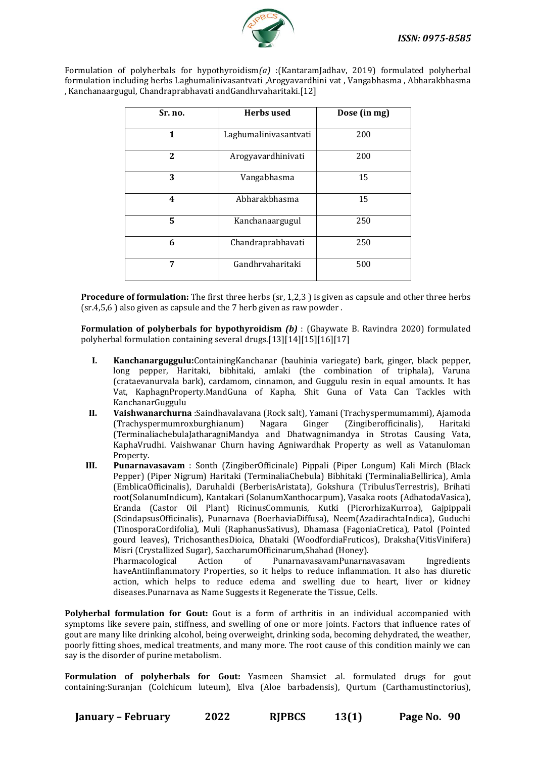Formulation of polyherbals for hypothyroidism*(a)* :(KantaramJadhav, 2019) formulated polyherbal formulation including herbs Laghumalinivasantvati ,Arogyavardhini vat , Vangabhasma , Abharakbhasma , Kanchanaargugul, Chandraprabhavati andGandhrvaharitaki.[12]

| Sr. no. | Herbs used | Dose (in mg) |
|---|---|---|
| 1 | Laghumalinivasantvati | 200 |
| 2 | Arogyavardhinivati | 200 |
| 3 | Vangabhasma | 15 |
| 4 | Abharakbhasma | 15 |
| 5 | Kanchanaargugul | 250 |
| 6 | Chandraprabhavati | 250 |
| 7 | Gandhrvaharitaki | 500 |

**Procedure of formulation:** The first three herbs (sr, 1,2,3 ) is given as capsule and other three herbs (sr.4,5,6 ) also given as capsule and the 7 herb given as raw powder .

**Formulation of polyherbals for hypothyroidism *(b)*** : (Ghaywate B. Ravindra 2020) formulated polyherbal formulation containing several drugs.[13][14][15][16][17]

I. **Kanchanarguggulu:**ContainingKanchanar (bauhinia variegate) bark, ginger, black pepper, long pepper, Haritaki, bibhitaki, amlaki (the combination of triphala), Varuna (crataevanurvala bark), cardamom, cinnamon, and Guggulu resin in equal amounts. It has Vat, KaphagnProperty.MandGuna of Kapha, Shit Guna of Vata Can Tackles with KanchanarGuggulu
II. **Vaishwanarchurna** :Saindhavalavana (Rock salt), Yamani (Trachyspermumammi), Ajamoda (Trachyspermumroxburghianum) Nagara Ginger (Zingiberofficinalis), Haritaki (TerminaliachebulaJatharagniMandya and Dhatwagnimandya in Strotas Causing Vata, KaphaVrudhi. Vaishwanar Churn having Agniwardhak Property as well as Vatanuloman Property.
III. **Punarnavasavam** : Sonth (ZingiberOfficinale) Pippali (Piper Longum) Kali Mirch (Black Pepper) (Piper Nigrum) Haritaki (TerminaliaChebula) Bibhitaki (TerminaliaBellirica), Amla (EmblicaOfficinalis), Daruhaldi (BerberisAristata), Gokshura (TribulusTerrestris), Brihati root(SolanumIndicum), Kantakari (SolanumXanthocarpum), Vasaka roots (AdhatodaVasica), Eranda (Castor Oil Plant) RicinusCommunis, Kutki (PicrorhizaKurroa), Gajpippali (ScindapsusOfficinalis), Punarnava (BoerhaviaDiffusa), Neem(AzadirachtaIndica), Guduchi (TinosporaCordifolia), Muli (RaphanusSativus), Dhamasa (FagoniaCretica), Patol (Pointed gourd leaves), TrichosanthesDioica, Dhataki (WoodfordiaFruticos), Draksha(VitisVinifera) Misri (Crystallized Sugar), SaccharumOfficinarum,Shahad (Honey).
Pharmacological Action of PunarnavasavamPunarnavasavam Ingredients haveAntiinflammatory Properties, so it helps to reduce inflammation. It also has diuretic action, which helps to reduce edema and swelling due to heart, liver or kidney diseases.Punarnava as Name Suggests it Regenerate the Tissue, Cells.

**Polyherbal formulation for Gout:** Gout is a form of arthritis in an individual accompanied with symptoms like severe pain, stiffness, and swelling of one or more joints. Factors that influence rates of gout are many like drinking alcohol, being overweight, drinking soda, becoming dehydrated, the weather, poorly fitting shoes, medical treatments, and many more. The root cause of this condition mainly we can say is the disorder of purine metabolism.

**Formulation of polyherbals for Gout:** Yasmeen Shamsiet .al. formulated drugs for gout containing:Suranjan (Colchicum luteum), Elva (Aloe barbadensis), Qurtum (Carthamustinctorius),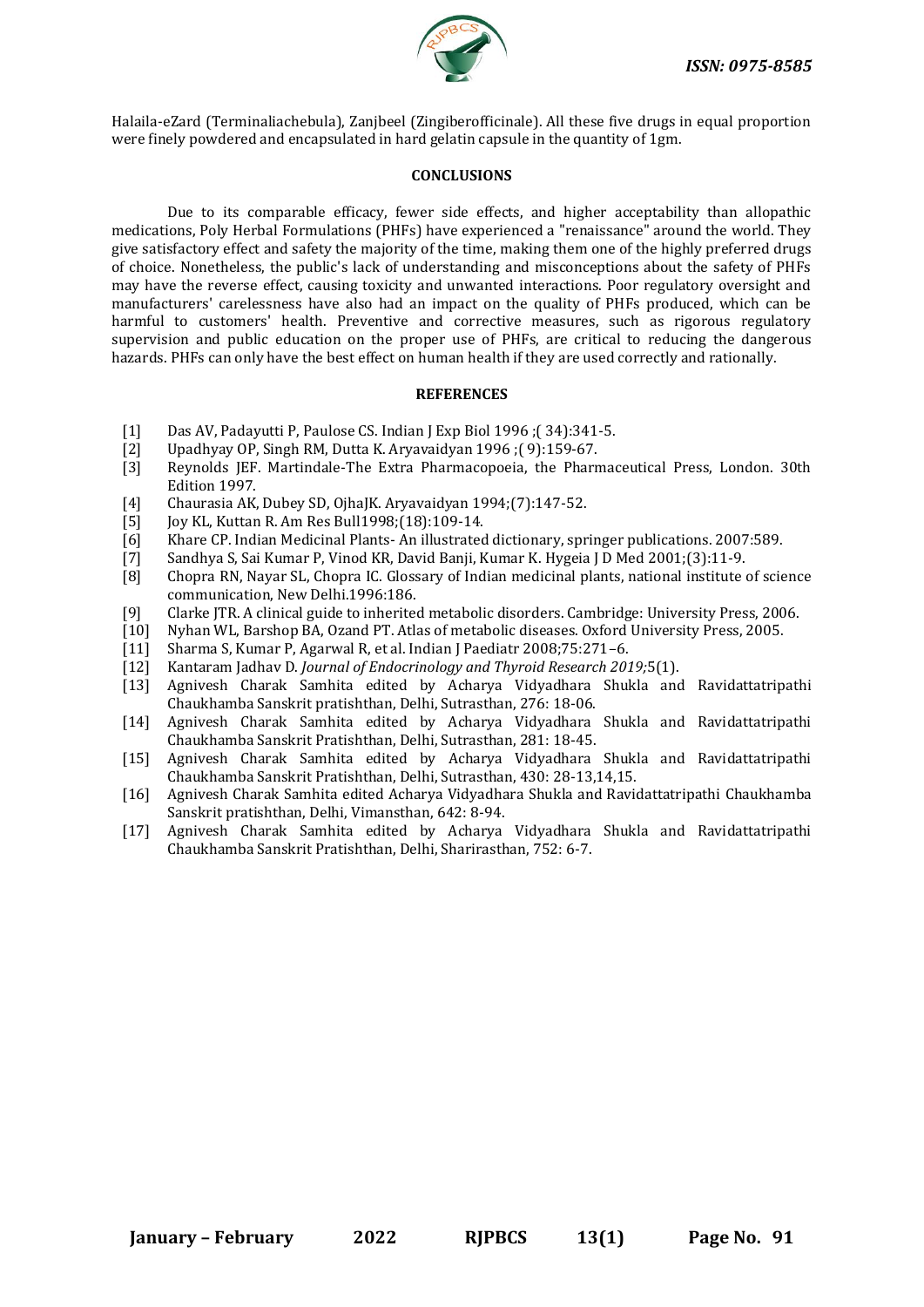Halaila-eZard (Terminaliachebula), Zanjbeel (Zingiberofficinale). All these five drugs in equal proportion were finely powdered and encapsulated in hard gelatin capsule in the quantity of 1gm.

## CONCLUSIONS

Due to its comparable efficacy, fewer side effects, and higher acceptability than allopathic medications, Poly Herbal Formulations (PHFs) have experienced a "renaissance" around the world. They give satisfactory effect and safety the majority of the time, making them one of the highly preferred drugs of choice. Nonetheless, the public's lack of understanding and misconceptions about the safety of PHFs may have the reverse effect, causing toxicity and unwanted interactions. Poor regulatory oversight and manufacturers' carelessness have also had an impact on the quality of PHFs produced, which can be harmful to customers' health. Preventive and corrective measures, such as rigorous regulatory supervision and public education on the proper use of PHFs, are critical to reducing the dangerous hazards. PHFs can only have the best effect on human health if they are used correctly and rationally.

## REFERENCES

[1] Das AV, Padayutti P, Paulose CS. Indian J Exp Biol 1996 ;( 34):341-5.

[2] Upadhyay OP, Singh RM, Dutta K. Aryavaidyan 1996 ;( 9):159-67.

[3] Reynolds JEF. Martindale-The Extra Pharmacopoeia, the Pharmaceutical Press, London. 30th Edition 1997.

[4] Chaurasia AK, Dubey SD, OjhaJK. Aryavaidyan 1994;(7):147-52.

[5] Joy KL, Kuttan R. Am Res Bull1998;(18):109-14.

[6] Khare CP. Indian Medicinal Plants- An illustrated dictionary, springer publications. 2007:589.

[7] Sandhya S, Sai Kumar P, Vinod KR, David Banji, Kumar K. Hygeia J D Med 2001;(3):11-9.

[8] Chopra RN, Nayar SL, Chopra IC. Glossary of Indian medicinal plants, national institute of science communication, New Delhi.1996:186.

[9] Clarke JTR. A clinical guide to inherited metabolic disorders. Cambridge: University Press, 2006.

[10] Nyhan WL, Barshop BA, Ozand PT. Atlas of metabolic diseases. Oxford University Press, 2005.

[11] Sharma S, Kumar P, Agarwal R, et al. Indian J Paediatr 2008;75:271–6.

[12] Kantaram Jadhav D. *Journal of Endocrinology and Thyroid Research 2019;*5(1).

[13] Agnivesh Charak Samhita edited by Acharya Vidyadhara Shukla and Ravidattatripathi Chaukhamba Sanskrit pratishthan, Delhi, Sutrasthan, 276: 18-06.

[14] Agnivesh Charak Samhita edited by Acharya Vidyadhara Shukla and Ravidattatripathi Chaukhamba Sanskrit Pratishthan, Delhi, Sutrasthan, 281: 18-45.

[15] Agnivesh Charak Samhita edited by Acharya Vidyadhara Shukla and Ravidattatripathi Chaukhamba Sanskrit Pratishthan, Delhi, Sutrasthan, 430: 28-13,14,15.

[16] Agnivesh Charak Samhita edited Acharya Vidyadhara Shukla and Ravidattatripathi Chaukhamba Sanskrit pratishthan, Delhi, Vimansthan, 642: 8-94.

[17] Agnivesh Charak Samhita edited by Acharya Vidyadhara Shukla and Ravidattatripathi Chaukhamba Sanskrit Pratishthan, Delhi, Sharirasthan, 752: 6-7.